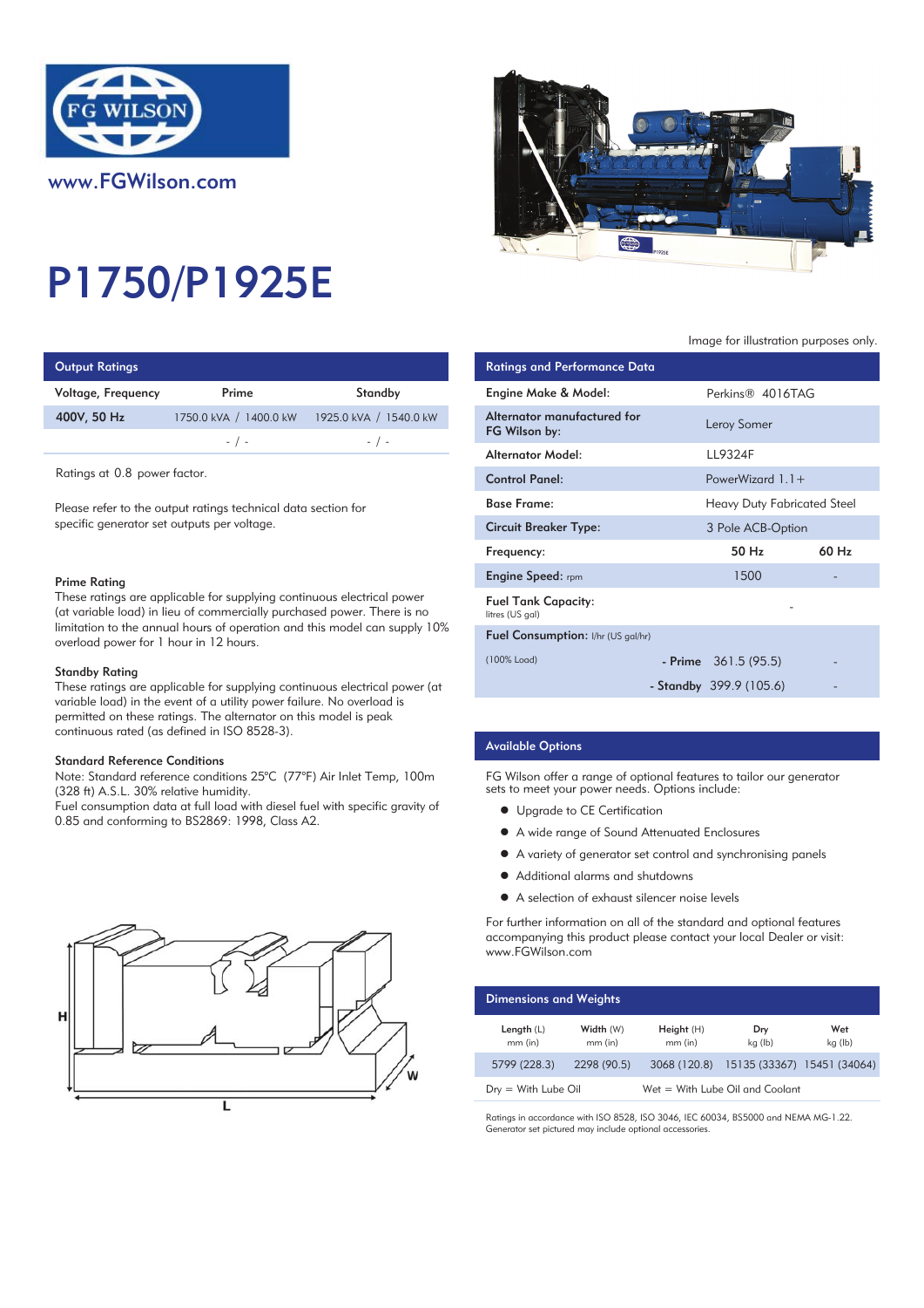www.FGWilson.com

# P1750/P1925E

Image for illustration purposes only.

## Output Ratings

| Voltage, Frequency | Prime | Standby |
|---|---|---|
| 400V, 50 Hz | 1750.0 kVA / 1400.0 kW | 1925.0 kVA / 1540.0 kW |
| | - / - | - / - |

Ratings at 0.8 power factor.

Please refer to the output ratings technical data section for specific generator set outputs per voltage.

### Prime Rating

These ratings are applicable for supplying continuous electrical power (at variable load) in lieu of commercially purchased power. There is no limitation to the annual hours of operation and this model can supply 10% overload power for 1 hour in 12 hours.

### Standby Rating

These ratings are applicable for supplying continuous electrical power (at variable load) in the event of a utility power failure. No overload is permitted on these ratings. The alternator on this model is peak continuous rated (as defined in ISO 8528-3).

### Standard Reference Conditions

Note: Standard reference conditions 25°C (77°F) Air Inlet Temp, 100m (328 ft) A.S.L. 30% relative humidity.
Fuel consumption data at full load with diesel fuel with specific gravity of 0.85 and conforming to BS2869: 1998, Class A2.

## Ratings and Performance Data

| | | |
|---|---|---|
| Engine Make & Model: | Perkins® 4016TAG | |
| Alternator manufactured for FG Wilson by: | Leroy Somer | |
| Alternator Model: | LL9324F | |
| Control Panel: | PowerWizard 1.1+ | |
| Base Frame: | Heavy Duty Fabricated Steel | |
| Circuit Breaker Type: | 3 Pole ACB-Option | |
| Frequency: | 50 Hz | 60 Hz |
| Engine Speed: rpm | 1500 | - |
| Fuel Tank Capacity: litres (US gal) | - | |
| Fuel Consumption: l/hr (US gal/hr) | | |
| (100% Load) - Prime | 361.5 (95.5) | - |
| - Standby | 399.9 (105.6) | - |

## Available Options

FG Wilson offer a range of optional features to tailor our generator sets to meet your power needs. Options include:

- Upgrade to CE Certification
- A wide range of Sound Attenuated Enclosures
- A variety of generator set control and synchronising panels
- Additional alarms and shutdowns
- A selection of exhaust silencer noise levels

For further information on all of the standard and optional features accompanying this product please contact your local Dealer or visit: www.FGWilson.com

## Dimensions and Weights

| Length (L) mm (in) | Width (W) mm (in) | Height (H) mm (in) | Dry kg (lb) | Wet kg (lb) |
|---|---|---|---|---|
| 5799 (228.3) | 2298 (90.5) | 3068 (120.8) | 15135 (33367) | 15451 (34064) |

Dry = With Lube Oil   Wet = With Lube Oil and Coolant

Ratings in accordance with ISO 8528, ISO 3046, IEC 60034, BS5000 and NEMA MG-1.22.
Generator set pictured may include optional accessories.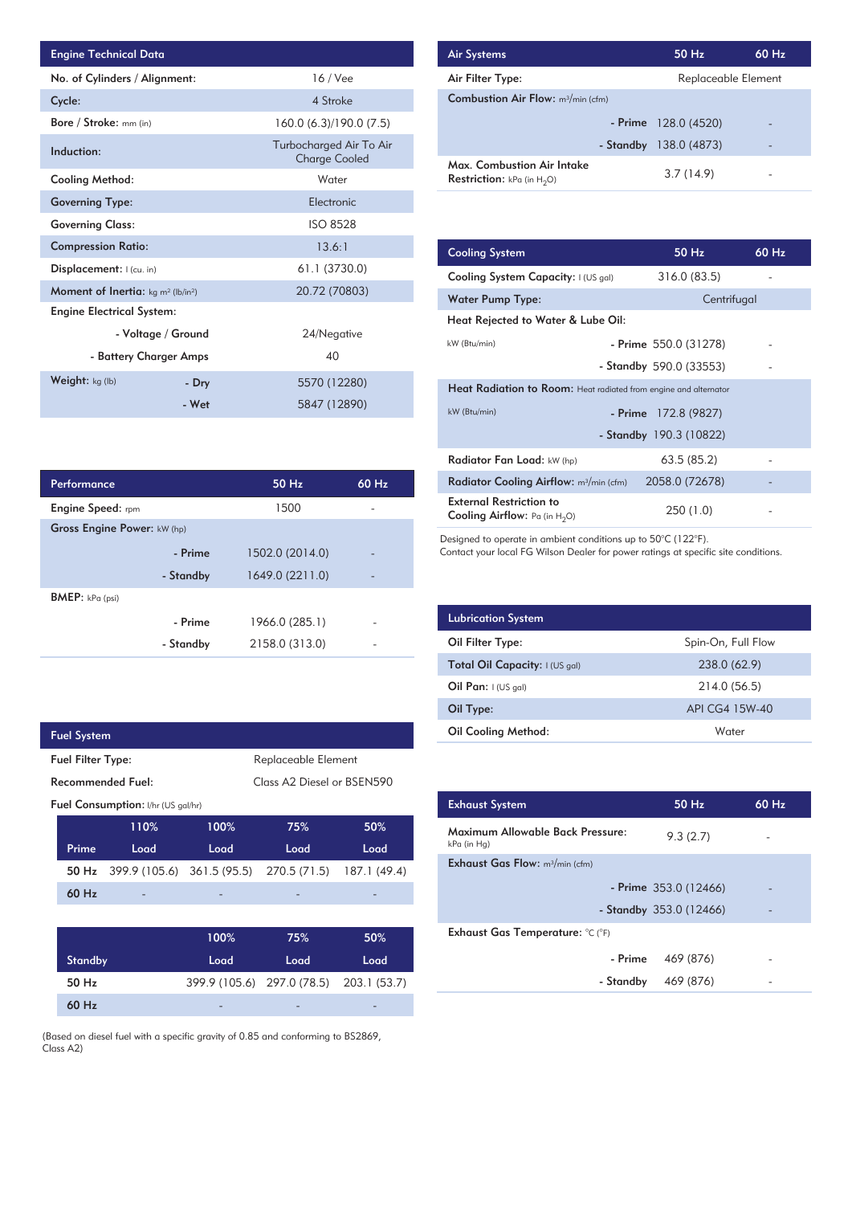| Engine Technical Data | | |
|---|---|---|
| No. of Cylinders / Alignment: | | 16 / Vee |
| Cycle: | | 4 Stroke |
| Bore / Stroke: mm (in) | | 160.0 (6.3)/190.0 (7.5) |
| Induction: | | Turbocharged Air To Air Charge Cooled |
| Cooling Method: | | Water |
| Governing Type: | | Electronic |
| Governing Class: | | ISO 8528 |
| Compression Ratio: | | 13.6:1 |
| Displacement: l (cu. in) | | 61.1 (3730.0) |
| Moment of Inertia: kg m² (lb/in²) | | 20.72 (70803) |
| Engine Electrical System: | | |
| | - Voltage / Ground | 24/Negative |
| | - Battery Charger Amps | 40 |
| Weight: kg (lb) | - Dry | 5570 (12280) |
| | - Wet | 5847 (12890) |

| Performance | | 50 Hz | 60 Hz |
|---|---|---|---|
| Engine Speed: rpm | | 1500 | - |
| Gross Engine Power: kW (hp) | | | |
| | - Prime | 1502.0 (2014.0) | - |
| | - Standby | 1649.0 (2211.0) | - |
| BMEP: kPa (psi) | | | |
| | - Prime | 1966.0 (285.1) | - |
| | - Standby | 2158.0 (313.0) | - |

| Fuel System | |
|---|---|
| Fuel Filter Type: | Replaceable Element |
| Recommended Fuel: | Class A2 Diesel or BSEN590 |

Fuel Consumption: l/hr (US gal/hr)

| Prime | 110% Load | 100% Load | 75% Load | 50% Load |
|---|---|---|---|---|
| 50 Hz | 399.9 (105.6) | 361.5 (95.5) | 270.5 (71.5) | 187.1 (49.4) |
| 60 Hz | - | - | - | - |

| Standby | 100% Load | 75% Load | 50% Load |
|---|---|---|---|
| 50 Hz | 399.9 (105.6) | 297.0 (78.5) | 203.1 (53.7) |
| 60 Hz | - | - | - |

(Based on diesel fuel with a specific gravity of 0.85 and conforming to BS2869, Class A2)

| Air Systems | | 50 Hz | 60 Hz |
|---|---|---|---|
| Air Filter Type: | | Replaceable Element | |
| Combustion Air Flow: m³/min (cfm) | | | |
| | - Prime | 128.0 (4520) | - |
| | - Standby | 138.0 (4873) | - |
| Max. Combustion Air Intake Restriction: kPa (in $H_2O$) | | 3.7 (14.9) | - |

| Cooling System | | 50 Hz | 60 Hz |
|---|---|---|---|
| Cooling System Capacity: l (US gal) | | 316.0 (83.5) | - |
| Water Pump Type: | | Centrifugal | |
| Heat Rejected to Water & Lube Oil: | | | |
| kW (Btu/min) | - Prime | 550.0 (31278) | - |
| | - Standby | 590.0 (33553) | - |
| Heat Radiation to Room: Heat radiated from engine and alternator | | | |
| kW (Btu/min) | - Prime | 172.8 (9827) | - |
| | - Standby | 190.3 (10822) | - |
| Radiator Fan Load: kW (hp) | | 63.5 (85.2) | - |
| Radiator Cooling Airflow: m³/min (cfm) | | 2058.0 (72678) | - |
| External Restriction to Cooling Airflow: Pa (in $H_2O$) | | 250 (1.0) | - |

Designed to operate in ambient conditions up to 50°C (122°F).
Contact your local FG Wilson Dealer for power ratings at specific site conditions.

| Lubrication System | |
|---|---|
| Oil Filter Type: | Spin-On, Full Flow |
| Total Oil Capacity: l (US gal) | 238.0 (62.9) |
| Oil Pan: l (US gal) | 214.0 (56.5) |
| Oil Type: | API CG4 15W-40 |
| Oil Cooling Method: | Water |

| Exhaust System | | 50 Hz | 60 Hz |
|---|---|---|---|
| Maximum Allowable Back Pressure: kPa (in Hg) | | 9.3 (2.7) | - |
| Exhaust Gas Flow: m³/min (cfm) | | | |
| | - Prime | 353.0 (12466) | - |
| | - Standby | 353.0 (12466) | - |
| Exhaust Gas Temperature: °C (°F) | | | |
| | - Prime | 469 (876) | - |
| | - Standby | 469 (876) | - |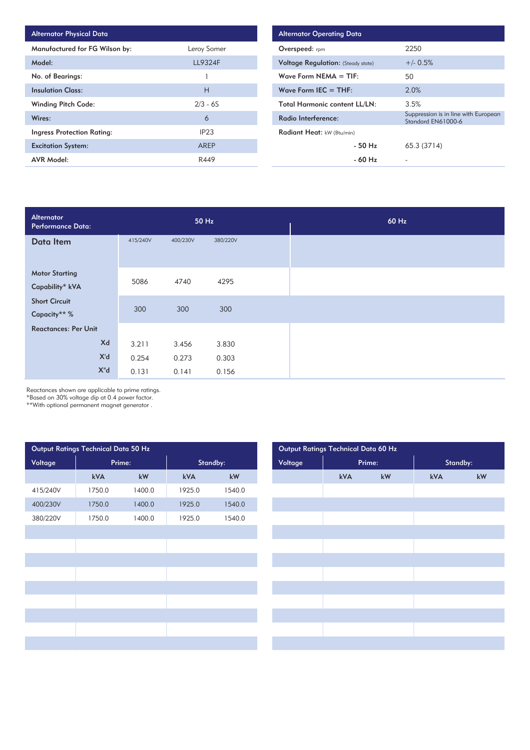| Alternator Physical Data | |
|---|---|
| Manufactured for FG Wilson by: | Leroy Somer |
| Model: | LL9324F |
| No. of Bearings: | 1 |
| Insulation Class: | H |
| Winding Pitch Code: | 2/3 - 6S |
| Wires: | 6 |
| Ingress Protection Rating: | IP23 |
| Excitation System: | AREP |
| AVR Model: | R449 |

| Alternator Operating Data | |
|---|---|
| Overspeed: rpm | 2250 |
| Voltage Regulation: (Steady state) | +/- 0.5% |
| Wave Form NEMA = TIF: | 50 |
| Wave Form IEC = THF: | 2.0% |
| Total Harmonic content LL/LN: | 3.5% |
| Radio Interference: | Suppression is in line with European Standard EN61000-6 |
| Radiant Heat: kW (Btu/min) | |
| - 50 Hz | 65.3 (3714) |
| - 60 Hz | - |

| Alternator Performance Data: | 50 Hz | | | 60 Hz |
|---|---|---|---|---|
| Data Item | 415/240V | 400/230V | 380/220V | |
| Motor Starting Capability* kVA | 5086 | 4740 | 4295 | |
| Short Circuit Capacity** % | 300 | 300 | 300 | |
| Reactances: Per Unit | | | | |
| Xd | 3.211 | 3.456 | 3.830 | |
| X'd | 0.254 | 0.273 | 0.303 | |
| X"d | 0.131 | 0.141 | 0.156 | |

Reactances shown are applicable to prime ratings.
*Based on 30% voltage dip at 0.4 power factor.
**With optional permanent magnet generator .

| Output Ratings Technical Data 50 Hz | | | | |
|---|---|---|---|---|
| Voltage | Prime: | | Standby: | |
| | kVA | kW | kVA | kW |
| 415/240V | 1750.0 | 1400.0 | 1925.0 | 1540.0 |
| 400/230V | 1750.0 | 1400.0 | 1925.0 | 1540.0 |
| 380/220V | 1750.0 | 1400.0 | 1925.0 | 1540.0 |

| Output Ratings Technical Data 60 Hz | | | | |
|---|---|---|---|---|
| Voltage | Prime: | | Standby: | |
| | kVA | kW | kVA | kW |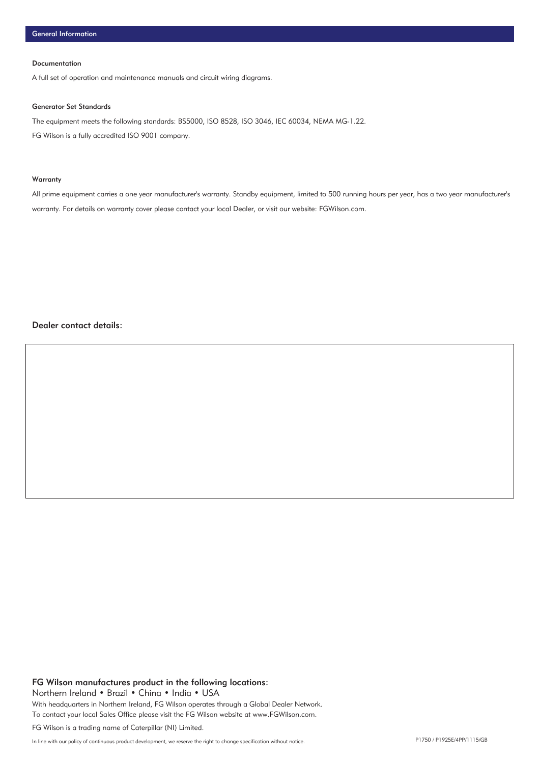## General Information

### Documentation

A full set of operation and maintenance manuals and circuit wiring diagrams.

### Generator Set Standards

The equipment meets the following standards: BS5000, ISO 8528, ISO 3046, IEC 60034, NEMA MG-1.22.

FG Wilson is a fully accredited ISO 9001 company.

### Warranty

All prime equipment carries a one year manufacturer's warranty. Standby equipment, limited to 500 running hours per year, has a two year manufacturer's warranty. For details on warranty cover please contact your local Dealer, or visit our website: FGWilson.com.

### Dealer contact details:

### FG Wilson manufactures product in the following locations:

Northern Ireland • Brazil • China • India • USA

With headquarters in Northern Ireland, FG Wilson operates through a Global Dealer Network.
To contact your local Sales Office please visit the FG Wilson website at www.FGWilson.com.

FG Wilson is a trading name of Caterpillar (NI) Limited.

In line with our policy of continuous product development, we reserve the right to change specification without notice.

P1750 / P1925E/4PP/1115/GB